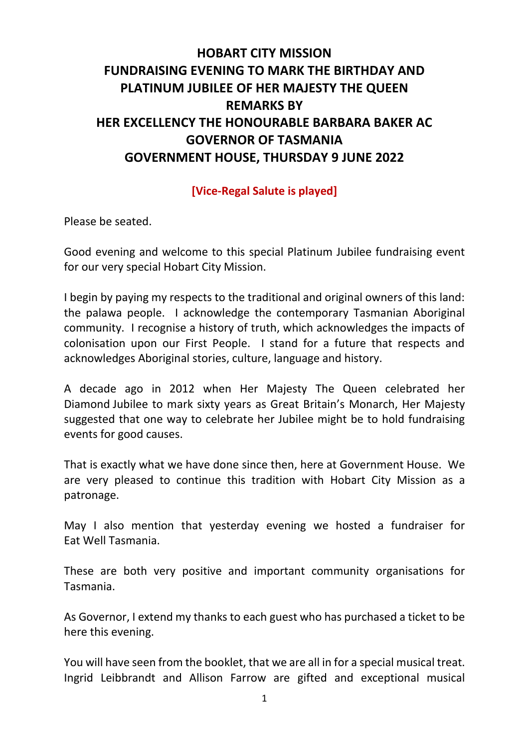# HOBART CITY MISSION
# FUNDRAISING EVENING TO MARK THE BIRTHDAY AND PLATINUM JUBILEE OF HER MAJESTY THE QUEEN
# REMARKS BY
# HER EXCELLENCY THE HONOURABLE BARBARA BAKER AC
# GOVERNOR OF TASMANIA
# GOVERNMENT HOUSE, THURSDAY 9 JUNE 2022

**[Vice-Regal Salute is played]**

Please be seated.

Good evening and welcome to this special Platinum Jubilee fundraising event for our very special Hobart City Mission.

I begin by paying my respects to the traditional and original owners of this land: the palawa people. I acknowledge the contemporary Tasmanian Aboriginal community. I recognise a history of truth, which acknowledges the impacts of colonisation upon our First People. I stand for a future that respects and acknowledges Aboriginal stories, culture, language and history.

A decade ago in 2012 when Her Majesty The Queen celebrated her Diamond Jubilee to mark sixty years as Great Britain's Monarch, Her Majesty suggested that one way to celebrate her Jubilee might be to hold fundraising events for good causes.

That is exactly what we have done since then, here at Government House. We are very pleased to continue this tradition with Hobart City Mission as a patronage.

May I also mention that yesterday evening we hosted a fundraiser for Eat Well Tasmania.

These are both very positive and important community organisations for Tasmania.

As Governor, I extend my thanks to each guest who has purchased a ticket to be here this evening.

You will have seen from the booklet, that we are all in for a special musical treat. Ingrid Leibbrandt and Allison Farrow are gifted and exceptional musical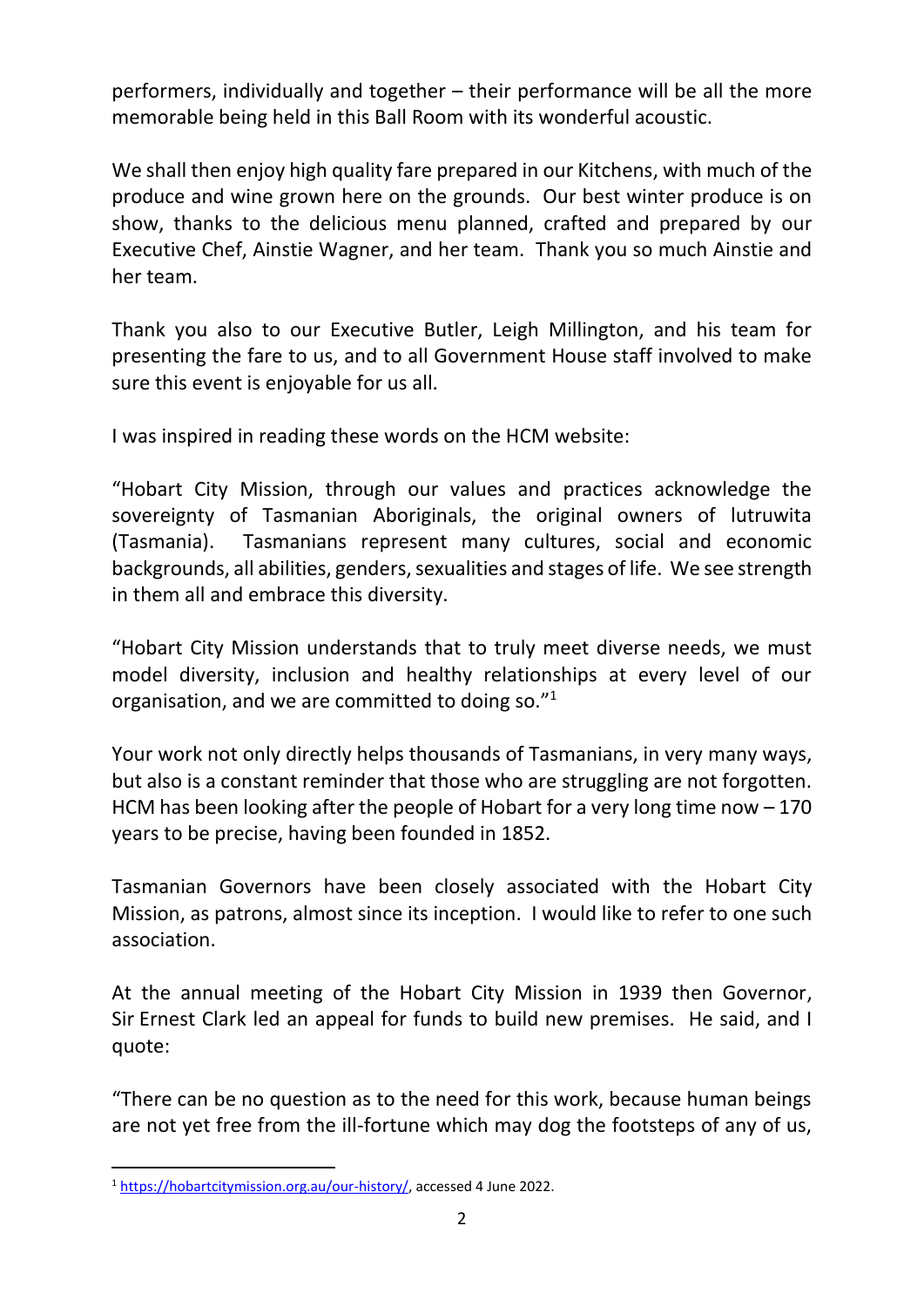performers, individually and together – their performance will be all the more memorable being held in this Ball Room with its wonderful acoustic.

We shall then enjoy high quality fare prepared in our Kitchens, with much of the produce and wine grown here on the grounds. Our best winter produce is on show, thanks to the delicious menu planned, crafted and prepared by our Executive Chef, Ainstie Wagner, and her team. Thank you so much Ainstie and her team.

Thank you also to our Executive Butler, Leigh Millington, and his team for presenting the fare to us, and to all Government House staff involved to make sure this event is enjoyable for us all.

I was inspired in reading these words on the HCM website:

"Hobart City Mission, through our values and practices acknowledge the sovereignty of Tasmanian Aboriginals, the original owners of lutruwita (Tasmania). Tasmanians represent many cultures, social and economic backgrounds, all abilities, genders, sexualities and stages of life. We see strength in them all and embrace this diversity.

"Hobart City Mission understands that to truly meet diverse needs, we must model diversity, inclusion and healthy relationships at every level of our organisation, and we are committed to doing so."[1]

Your work not only directly helps thousands of Tasmanians, in very many ways, but also is a constant reminder that those who are struggling are not forgotten. HCM has been looking after the people of Hobart for a very long time now – 170 years to be precise, having been founded in 1852.

Tasmanian Governors have been closely associated with the Hobart City Mission, as patrons, almost since its inception. I would like to refer to one such association.

At the annual meeting of the Hobart City Mission in 1939 then Governor, Sir Ernest Clark led an appeal for funds to build new premises. He said, and I quote:

"There can be no question as to the need for this work, because human beings are not yet free from the ill-fortune which may dog the footsteps of any of us,

---

[1] https://hobartcitymission.org.au/our-history/, accessed 4 June 2022.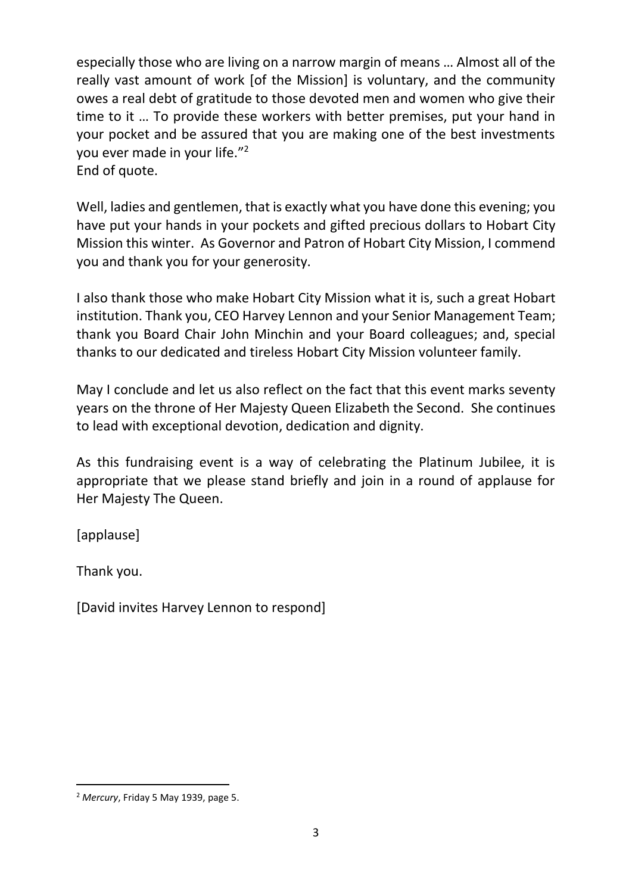especially those who are living on a narrow margin of means … Almost all of the really vast amount of work [of the Mission] is voluntary, and the community owes a real debt of gratitude to those devoted men and women who give their time to it … To provide these workers with better premises, put your hand in your pocket and be assured that you are making one of the best investments you ever made in your life."[2]
End of quote.

Well, ladies and gentlemen, that is exactly what you have done this evening; you have put your hands in your pockets and gifted precious dollars to Hobart City Mission this winter. As Governor and Patron of Hobart City Mission, I commend you and thank you for your generosity.

I also thank those who make Hobart City Mission what it is, such a great Hobart institution. Thank you, CEO Harvey Lennon and your Senior Management Team; thank you Board Chair John Minchin and your Board colleagues; and, special thanks to our dedicated and tireless Hobart City Mission volunteer family.

May I conclude and let us also reflect on the fact that this event marks seventy years on the throne of Her Majesty Queen Elizabeth the Second. She continues to lead with exceptional devotion, dedication and dignity.

As this fundraising event is a way of celebrating the Platinum Jubilee, it is appropriate that we please stand briefly and join in a round of applause for Her Majesty The Queen.

[applause]

Thank you.

[David invites Harvey Lennon to respond]

---

[2] *Mercury*, Friday 5 May 1939, page 5.